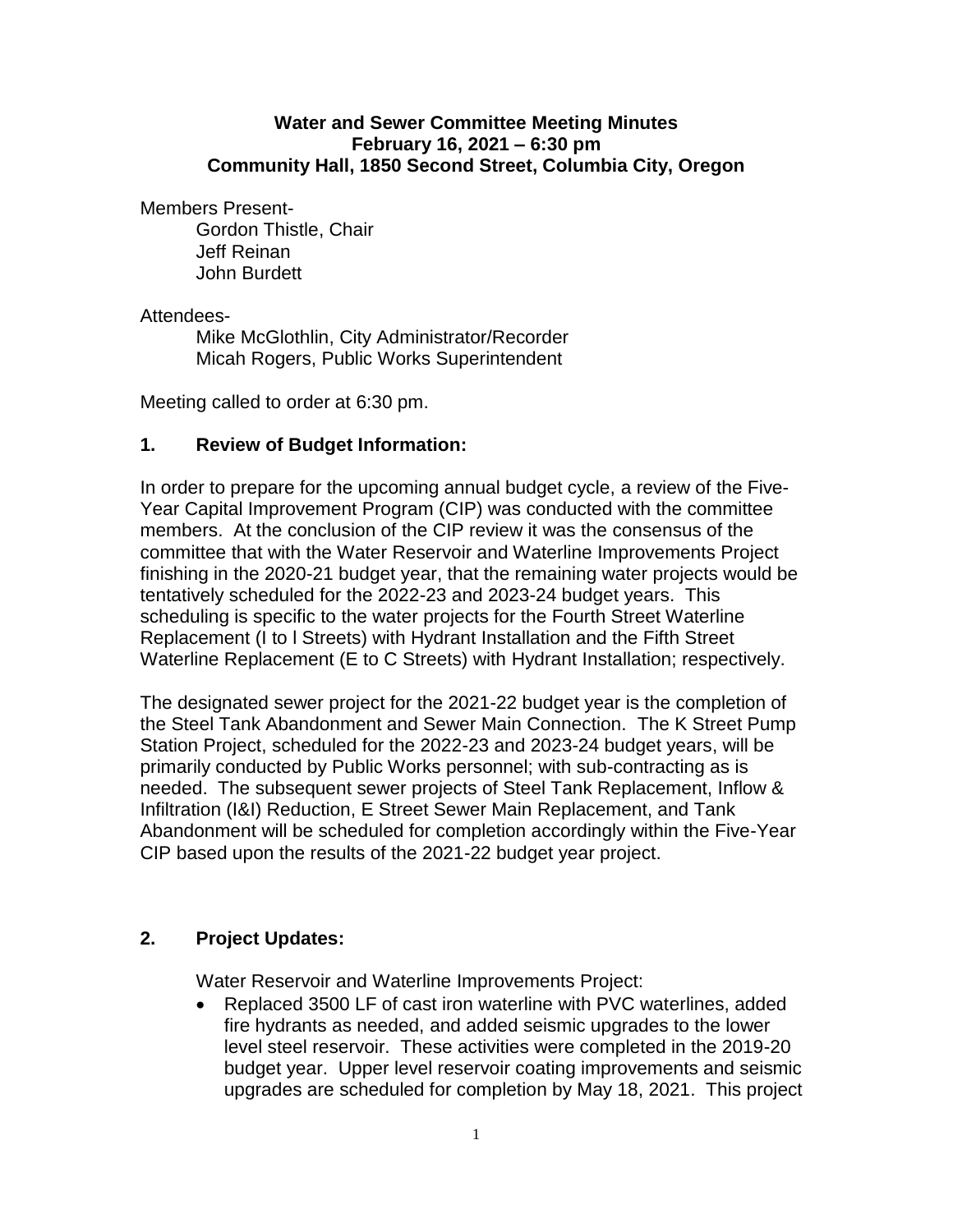**Water and Sewer Committee Meeting Minutes**
**February 16, 2021 – 6:30 pm**
**Community Hall, 1850 Second Street, Columbia City, Oregon**

Members Present-
    Gordon Thistle, Chair
    Jeff Reinan
    John Burdett

Attendees-
    Mike McGlothlin, City Administrator/Recorder
    Micah Rogers, Public Works Superintendent

Meeting called to order at 6:30 pm.

## 1. Review of Budget Information:

In order to prepare for the upcoming annual budget cycle, a review of the Five-Year Capital Improvement Program (CIP) was conducted with the committee members. At the conclusion of the CIP review it was the consensus of the committee that with the Water Reservoir and Waterline Improvements Project finishing in the 2020-21 budget year, that the remaining water projects would be tentatively scheduled for the 2022-23 and 2023-24 budget years. This scheduling is specific to the water projects for the Fourth Street Waterline Replacement (I to l Streets) with Hydrant Installation and the Fifth Street Waterline Replacement (E to C Streets) with Hydrant Installation; respectively.

The designated sewer project for the 2021-22 budget year is the completion of the Steel Tank Abandonment and Sewer Main Connection. The K Street Pump Station Project, scheduled for the 2022-23 and 2023-24 budget years, will be primarily conducted by Public Works personnel; with sub-contracting as is needed. The subsequent sewer projects of Steel Tank Replacement, Inflow & Infiltration (I&I) Reduction, E Street Sewer Main Replacement, and Tank Abandonment will be scheduled for completion accordingly within the Five-Year CIP based upon the results of the 2021-22 budget year project.

## 2. Project Updates:

Water Reservoir and Waterline Improvements Project:

- Replaced 3500 LF of cast iron waterline with PVC waterlines, added fire hydrants as needed, and added seismic upgrades to the lower level steel reservoir. These activities were completed in the 2019-20 budget year. Upper level reservoir coating improvements and seismic upgrades are scheduled for completion by May 18, 2021. This project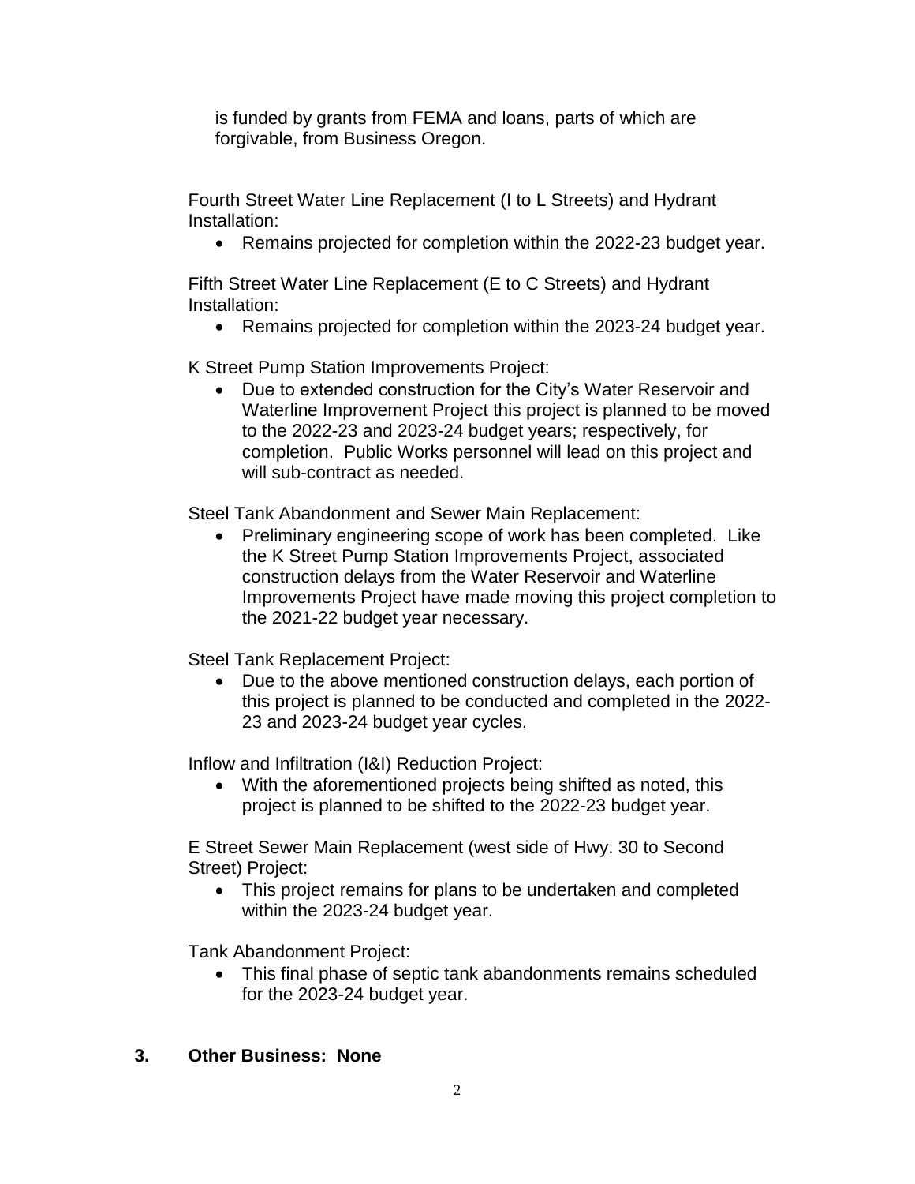is funded by grants from FEMA and loans, parts of which are forgivable, from Business Oregon.

Fourth Street Water Line Replacement (I to L Streets) and Hydrant Installation:

- Remains projected for completion within the 2022-23 budget year.

Fifth Street Water Line Replacement (E to C Streets) and Hydrant Installation:

- Remains projected for completion within the 2023-24 budget year.

K Street Pump Station Improvements Project:

- Due to extended construction for the City's Water Reservoir and Waterline Improvement Project this project is planned to be moved to the 2022-23 and 2023-24 budget years; respectively, for completion. Public Works personnel will lead on this project and will sub-contract as needed.

Steel Tank Abandonment and Sewer Main Replacement:

- Preliminary engineering scope of work has been completed. Like the K Street Pump Station Improvements Project, associated construction delays from the Water Reservoir and Waterline Improvements Project have made moving this project completion to the 2021-22 budget year necessary.

Steel Tank Replacement Project:

- Due to the above mentioned construction delays, each portion of this project is planned to be conducted and completed in the 2022-23 and 2023-24 budget year cycles.

Inflow and Infiltration (I&I) Reduction Project:

- With the aforementioned projects being shifted as noted, this project is planned to be shifted to the 2022-23 budget year.

E Street Sewer Main Replacement (west side of Hwy. 30 to Second Street) Project:

- This project remains for plans to be undertaken and completed within the 2023-24 budget year.

Tank Abandonment Project:

- This final phase of septic tank abandonments remains scheduled for the 2023-24 budget year.

**3. Other Business: None**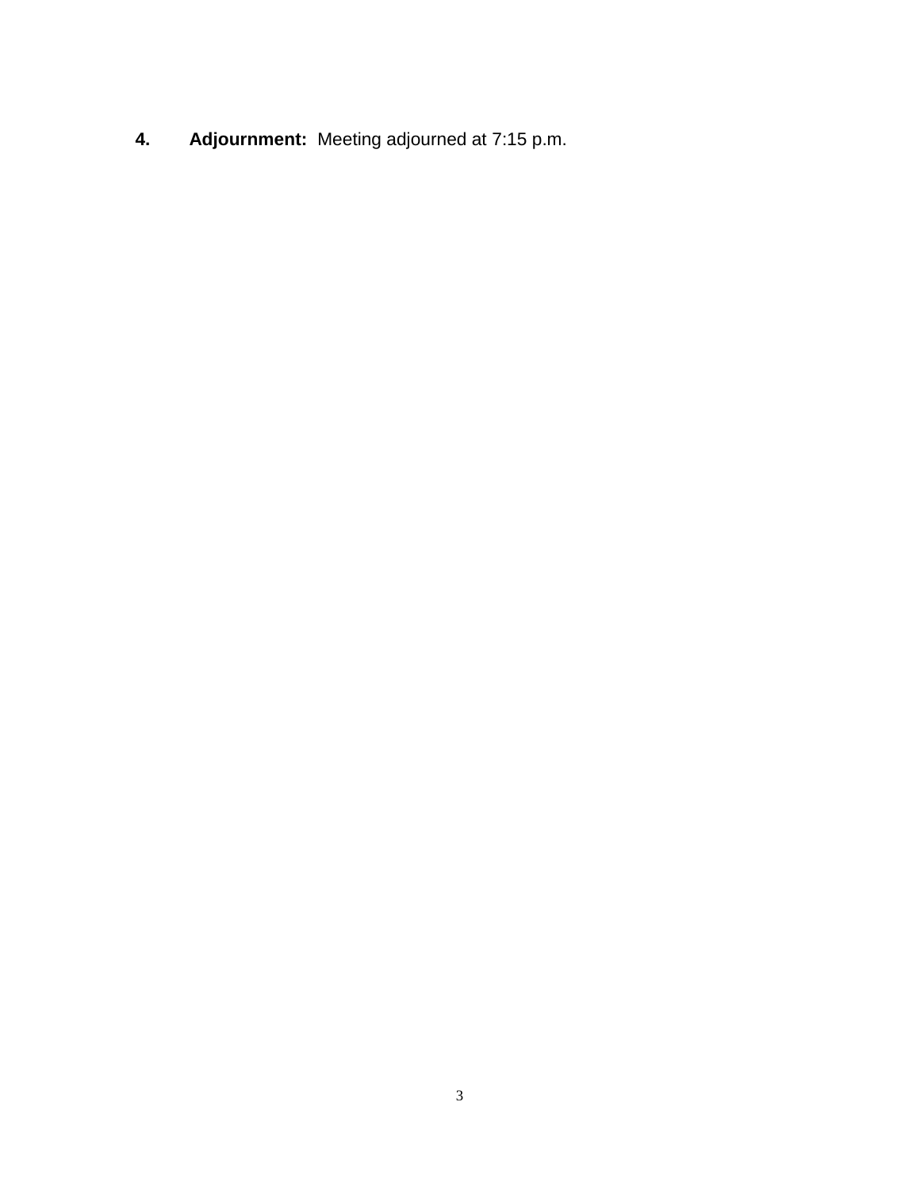**4.** **Adjournment:** Meeting adjourned at 7:15 p.m.